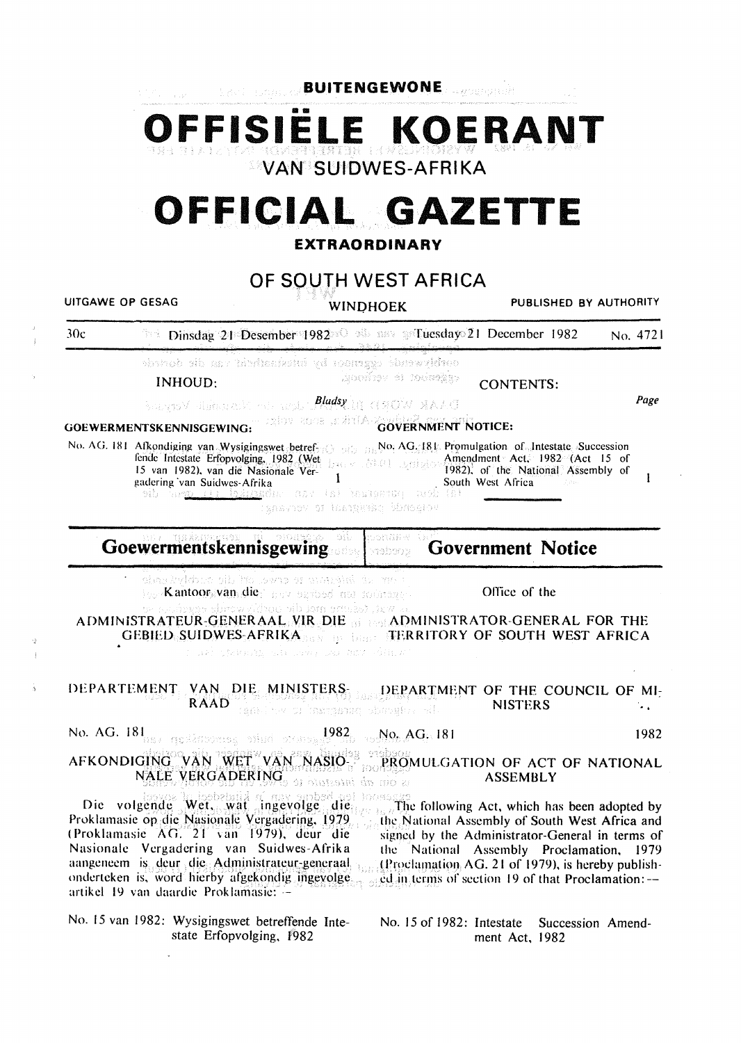**BUITENGEWONE**

# OFFISIËLE KOERANT

VAN SUIDWES-AFRIKA

# OFFICIAL GAZETTE

**EXTRAORDINARY**

## OF SOUTH WEST AFRICA

UITGAWE OP GESAG — WINDHOEK — PUBLISHED BY AUTHORITY

30c — Dinsdag 21 Desember 1982 — Tuesday 21 December 1982 — No. 4721

| INHOUD: | Bladsy | CONTENTS: | Page |
|---|---|---|---|
| **GOEWERMENTSKENNISGEWING:** | | **GOVERNMENT NOTICE:** | |
| No. AG. 181 Afkondiging van Wysigingswet betreffende Intestate Erfopvolging, 1982 (Wet 15 van 1982), van die Nasionale Vergadering van Suidwes-Afrika | 1 | No. AG. 181 Promulgation of Intestate Succession Amendment Act, 1982 (Act 15 of 1982), of the National Assembly of South West Africa | 1 |

## Goewermentskennisgewing

Kantoor van die

ADMINISTRATEUR-GENERAAL VIR DIE GEBIED SUIDWES-AFRIKA

DEPARTEMENT VAN DIE MINISTERSRAAD

No. AG. 181 1982

AFKONDIGING VAN WET VAN NASIONALE VERGADERING

Die volgende Wet, wat ingevolge die Proklamasie op die Nasionale Vergadering, 1979 (Proklamasie AG. 21 van 1979), deur die Nasionale Vergadering van Suidwes-Afrika aangeneem is deur die Administrateur-generaal onderteken is, word hierby afgekondig ingevolge artikel 19 van daardie Proklamasie: —

No. 15 van 1982: Wysigingswet betreffende Intestate Erfopvolging, 1982

## Government Notice

Office of the

ADMINISTRATOR-GENERAL FOR THE TERRITORY OF SOUTH WEST AFRICA

DEPARTMENT OF THE COUNCIL OF MINISTERS

No. AG. 181 1982

PROMULGATION OF ACT OF NATIONAL ASSEMBLY

The following Act, which has been adopted by the National Assembly of South West Africa and signed by the Administrator-General in terms of the National Assembly Proclamation, 1979 (Proclamation AG. 21 of 1979), is hereby published in terms of section 19 of that Proclamation: —

No. 15 of 1982: Intestate Succession Amendment Act, 1982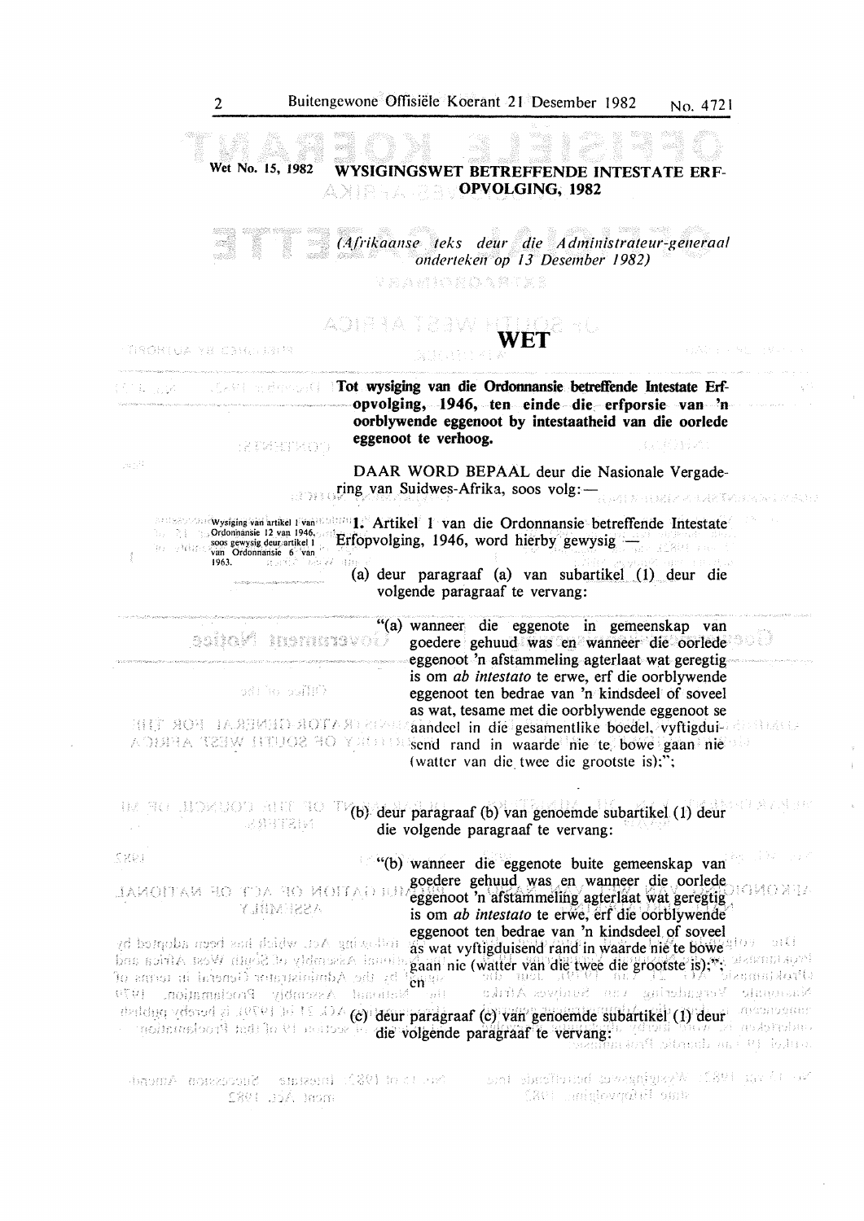**Wet No. 15, 1982** **WYSIGINGSWET BETREFFENDE INTESTATE ERF-OPVOLGING, 1982**

*(Afrikaanse teks deur die Administrateur-generaal onderteken op 13 Desember 1982)*

# WET

**Tot wysiging van die Ordonnansie betreffende Intestate Erfopvolging, 1946, ten einde die erfporsie van 'n oorblywende eggenoot by intestaatheid van die oorlede eggenoot te verhoog.**

DAAR WORD BEPAAL deur die Nasionale Vergadering van Suidwes-Afrika, soos volg:—

Wysiging van artikel 1 van Ordonnansie 12 van 1946, soos gewysig deur artikel 1 van Ordonnansie 6 van 1963.

**1.** Artikel 1 van die Ordonnansie betreffende Intestate Erfopvolging, 1946, word hierby gewysig —

(a) deur paragraaf (a) van subartikel (1) deur die volgende paragraaf te vervang:

"(a) wanneer die eggenote in gemeenskap van goedere gehuud was en wanneer die oorlede eggenoot 'n afstammeling agterlaat wat geregtig is om *ab intestato* te erwe, erf die oorblywende eggenoot ten bedrae van 'n kindsdeel of soveel as wat, tesame met die oorblywende eggenoot se aandeel in die gesamentlike boedel, vyftigduisend rand in waarde nie te bowe gaan nie (watter van die twee die grootste is);";

(b) deur paragraaf (b) van genoemde subartikel (1) deur die volgende paragraaf te vervang:

"(b) wanneer die eggenote buite gemeenskap van goedere gehuud was en wanneer die oorlede eggenoot 'n afstammeling agterlaat wat geregtig is om *ab intestato* te erwe, erf die oorblywende eggenoot ten bedrae van 'n kindsdeel of soveel as wat vyftigduisend rand in waarde nie te bowe gaan nie (watter van die twee die grootste is);"; en

(c) deur paragraaf (c) van genoemde subartikel (1) deur die volgende paragraaf te vervang: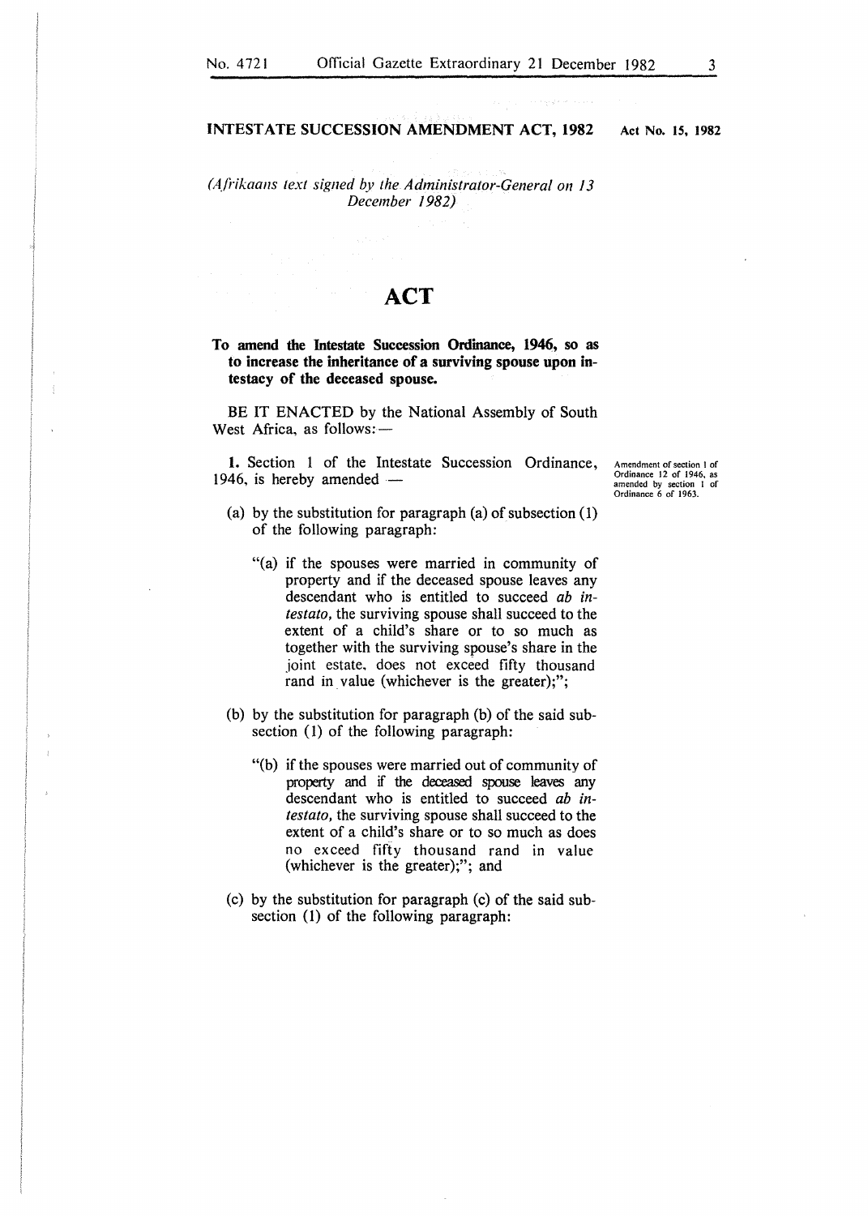**INTESTATE SUCCESSION AMENDMENT ACT, 1982** **Act No. 15, 1982**

*(Afrikaans text signed by the Administrator-General on 13 December 1982)*

# ACT

**To amend the Intestate Succession Ordinance, 1946, so as to increase the inheritance of a surviving spouse upon intestacy of the deceased spouse.**

BE IT ENACTED by the National Assembly of South West Africa, as follows:—

*Amendment of section 1 of Ordinance 12 of 1946, as amended by section 1 of Ordinance 6 of 1963.*

**1.** Section 1 of the Intestate Succession Ordinance, 1946, is hereby amended —

(a) by the substitution for paragraph (a) of subsection (1) of the following paragraph:

"(a) if the spouses were married in community of property and if the deceased spouse leaves any descendant who is entitled to succeed *ab intestato*, the surviving spouse shall succeed to the extent of a child's share or to so much as together with the surviving spouse's share in the joint estate, does not exceed fifty thousand rand in value (whichever is the greater);";

(b) by the substitution for paragraph (b) of the said subsection (1) of the following paragraph:

"(b) if the spouses were married out of community of property and if the deceased spouse leaves any descendant who is entitled to succeed *ab intestato*, the surviving spouse shall succeed to the extent of a child's share or to so much as does no exceed fifty thousand rand in value (whichever is the greater);"; and

(c) by the substitution for paragraph (c) of the said subsection (1) of the following paragraph: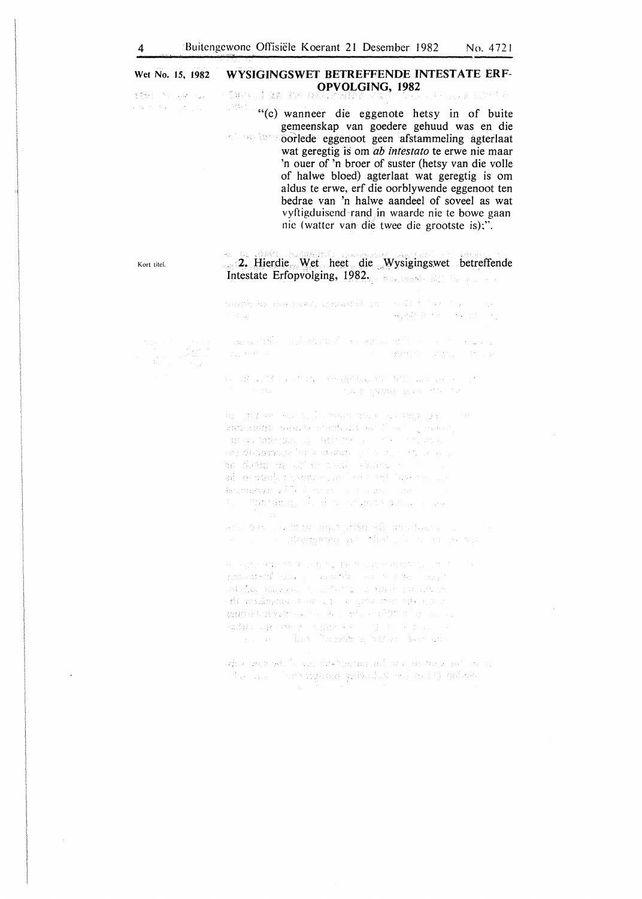Wet No. 15, 1982

## WYSIGINGSWET BETREFFENDE INTESTATE ERF-OPVOLGING, 1982

"(c) wanneer die eggenote hetsy in of buite gemeenskap van goedere gehuud was en die oorlede eggenoot geen afstammeling agterlaat wat geregtig is om *ab intestato* te erwe nie maar 'n ouer of 'n broer of suster (hetsy van die volle of halwe bloed) agterlaat wat geregtig is om aldus te erwe, erf die oorblywende eggenoot ten bedrae van 'n halwe aandeel of soveel as wat vyftigduisend rand in waarde nie te bowe gaan nie (watter van die twee die grootste is);".

Kort titel.

**2.** Hierdie Wet heet die Wysigingswet betreffende Intestate Erfopvolging, 1982.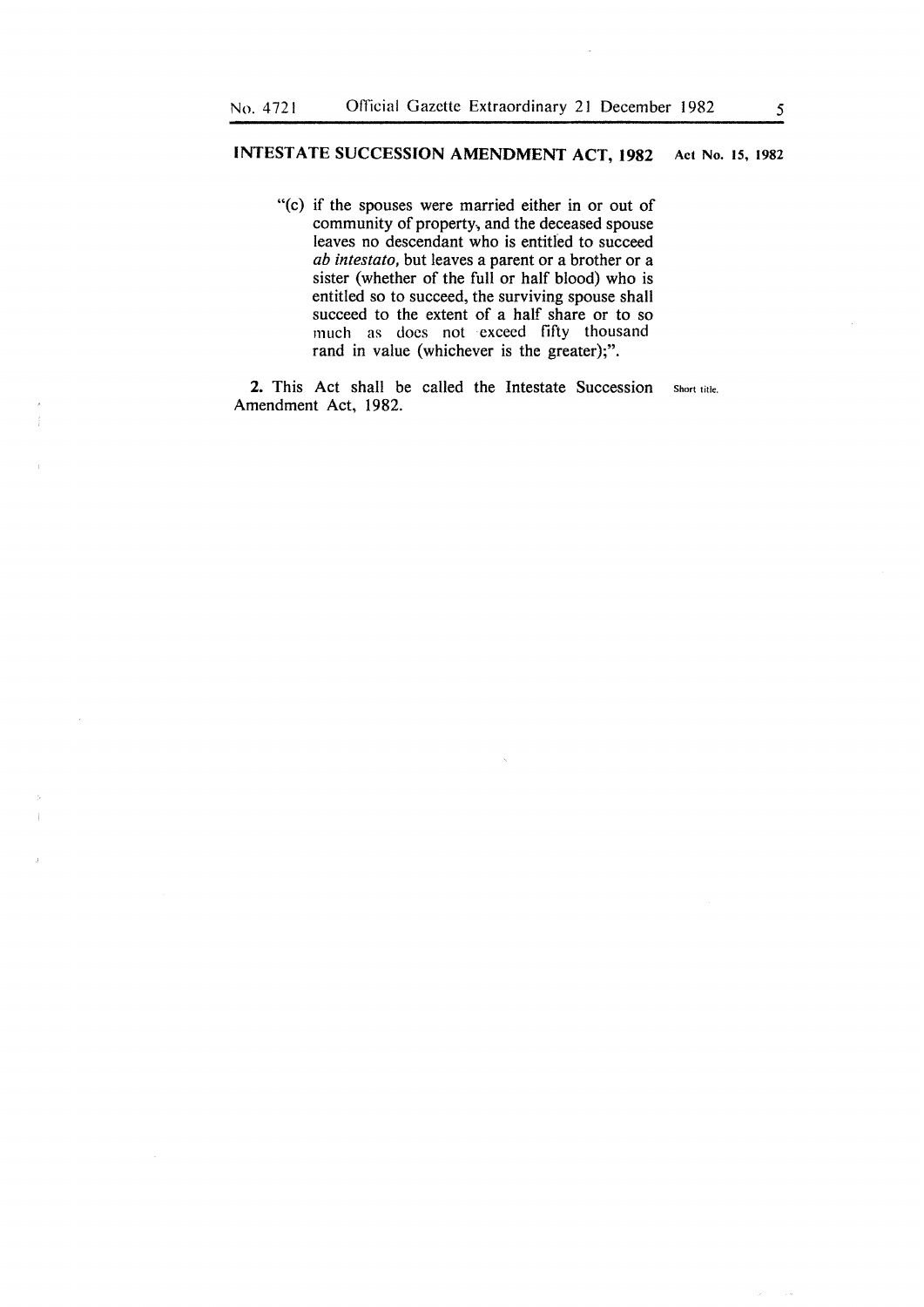**INTESTATE SUCCESSION AMENDMENT ACT, 1982** **Act No. 15, 1982**

"(c) if the spouses were married either in or out of community of property, and the deceased spouse leaves no descendant who is entitled to succeed *ab intestato*, but leaves a parent or a brother or a sister (whether of the full or half blood) who is entitled so to succeed, the surviving spouse shall succeed to the extent of a half share or to so much as does not exceed fifty thousand rand in value (whichever is the greater);".

Short title.

**2.** This Act shall be called the Intestate Succession Amendment Act, 1982.